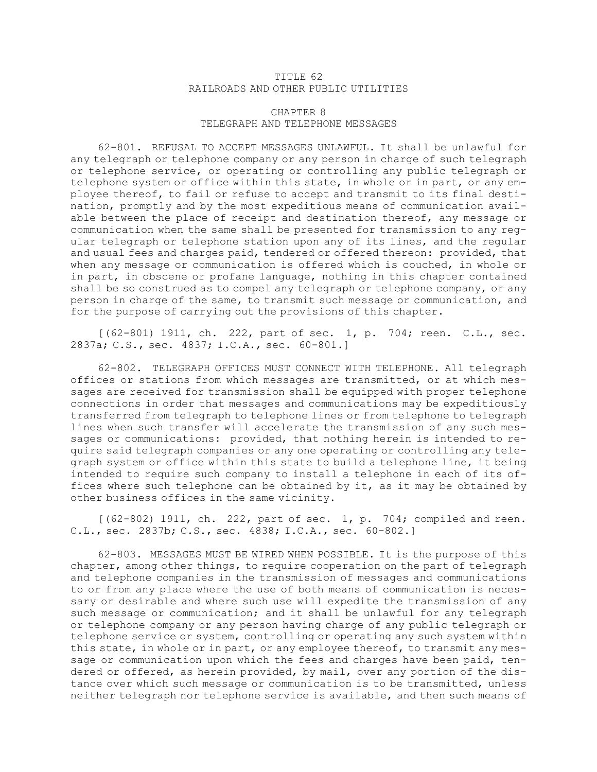# TITLE 62
# RAILROADS AND OTHER PUBLIC UTILITIES

## CHAPTER 8
## TELEGRAPH AND TELEPHONE MESSAGES

62-801. REFUSAL TO ACCEPT MESSAGES UNLAWFUL. It shall be unlawful for any telegraph or telephone company or any person in charge of such telegraph or telephone service, or operating or controlling any public telegraph or telephone system or office within this state, in whole or in part, or any employee thereof, to fail or refuse to accept and transmit to its final destination, promptly and by the most expeditious means of communication available between the place of receipt and destination thereof, any message or communication when the same shall be presented for transmission to any regular telegraph or telephone station upon any of its lines, and the regular and usual fees and charges paid, tendered or offered thereon: provided, that when any message or communication is offered which is couched, in whole or in part, in obscene or profane language, nothing in this chapter contained shall be so construed as to compel any telegraph or telephone company, or any person in charge of the same, to transmit such message or communication, and for the purpose of carrying out the provisions of this chapter.

[(62-801) 1911, ch. 222, part of sec. 1, p. 704; reen. C.L., sec. 2837a; C.S., sec. 4837; I.C.A., sec. 60-801.]

62-802. TELEGRAPH OFFICES MUST CONNECT WITH TELEPHONE. All telegraph offices or stations from which messages are transmitted, or at which messages are received for transmission shall be equipped with proper telephone connections in order that messages and communications may be expeditiously transferred from telegraph to telephone lines or from telephone to telegraph lines when such transfer will accelerate the transmission of any such messages or communications: provided, that nothing herein is intended to require said telegraph companies or any one operating or controlling any telegraph system or office within this state to build a telephone line, it being intended to require such company to install a telephone in each of its offices where such telephone can be obtained by it, as it may be obtained by other business offices in the same vicinity.

[(62-802) 1911, ch. 222, part of sec. 1, p. 704; compiled and reen. C.L., sec. 2837b; C.S., sec. 4838; I.C.A., sec. 60-802.]

62-803. MESSAGES MUST BE WIRED WHEN POSSIBLE. It is the purpose of this chapter, among other things, to require cooperation on the part of telegraph and telephone companies in the transmission of messages and communications to or from any place where the use of both means of communication is necessary or desirable and where such use will expedite the transmission of any such message or communication; and it shall be unlawful for any telegraph or telephone company or any person having charge of any public telegraph or telephone service or system, controlling or operating any such system within this state, in whole or in part, or any employee thereof, to transmit any message or communication upon which the fees and charges have been paid, tendered or offered, as herein provided, by mail, over any portion of the distance over which such message or communication is to be transmitted, unless neither telegraph nor telephone service is available, and then such means of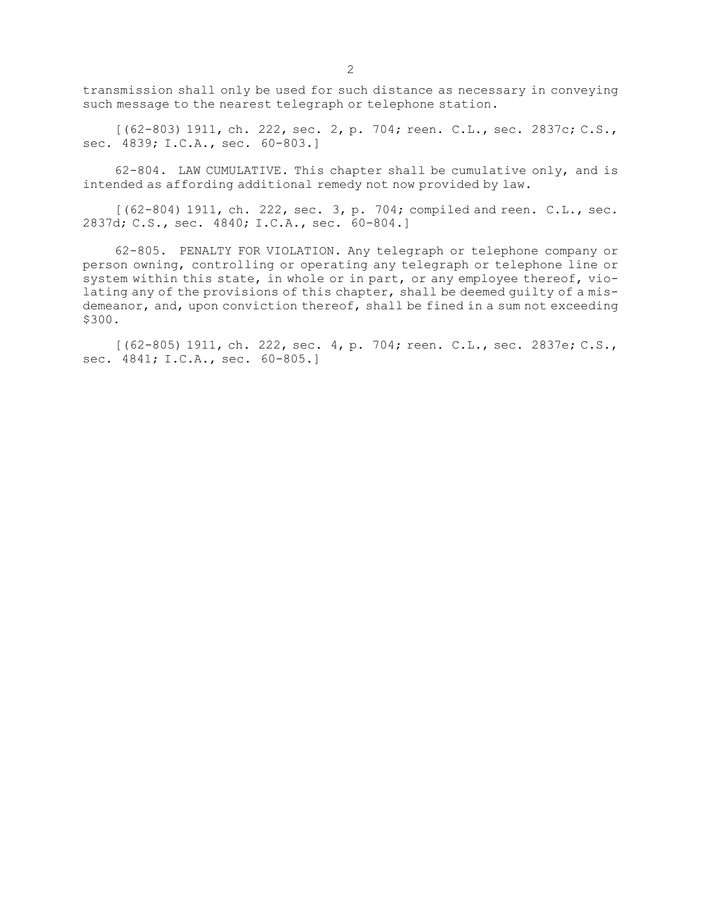transmission shall only be used for such distance as necessary in conveying such message to the nearest telegraph or telephone station.

[(62-803) 1911, ch. 222, sec. 2, p. 704; reen. C.L., sec. 2837c; C.S., sec. 4839; I.C.A., sec. 60-803.]

62-804. LAW CUMULATIVE. This chapter shall be cumulative only, and is intended as affording additional remedy not now provided by law.

[(62-804) 1911, ch. 222, sec. 3, p. 704; compiled and reen. C.L., sec. 2837d; C.S., sec. 4840; I.C.A., sec. 60-804.]

62-805. PENALTY FOR VIOLATION. Any telegraph or telephone company or person owning, controlling or operating any telegraph or telephone line or system within this state, in whole or in part, or any employee thereof, violating any of the provisions of this chapter, shall be deemed guilty of a misdemeanor, and, upon conviction thereof, shall be fined in a sum not exceeding $300.

[(62-805) 1911, ch. 222, sec. 4, p. 704; reen. C.L., sec. 2837e; C.S., sec. 4841; I.C.A., sec. 60-805.]